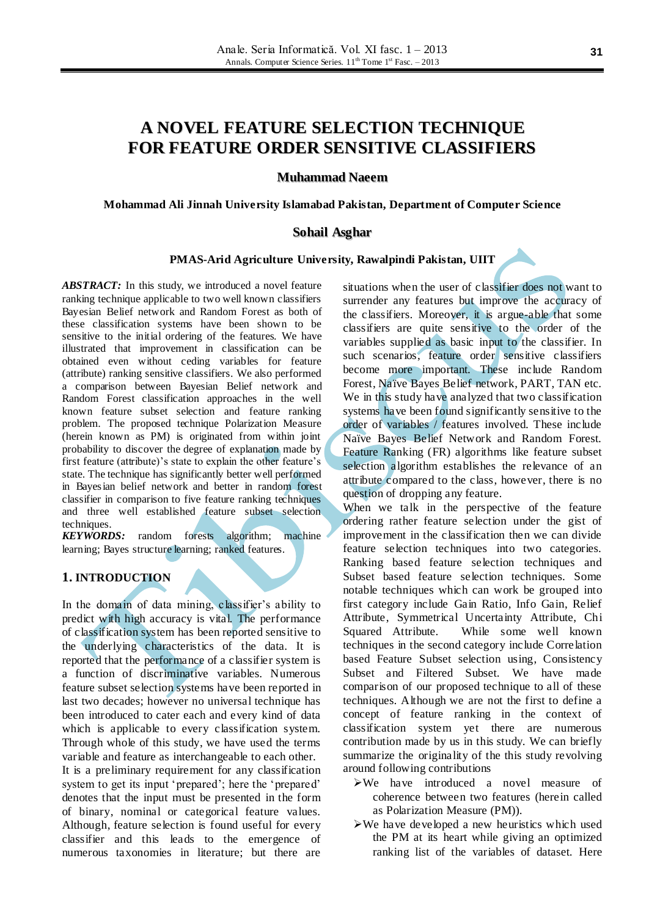# A NOVEL FEATURE SELECTION TECHNIQUE FOR FEATURE ORDER SENSITIVE CLASSIFIERS

**Muhammad Naeem**

**Mohammad Ali Jinnah University Islamabad Pakistan, Department of Computer Science**

**Sohail Asghar**

**PMAS-Arid Agriculture University, Rawalpindi Pakistan, UIIT**

***ABSTRACT:*** In this study, we introduced a novel feature ranking technique applicable to two well known classifiers Bayesian Belief network and Random Forest as both of these classification systems have been shown to be sensitive to the initial ordering of the features. We have illustrated that improvement in classification can be obtained even without ceding variables for feature (attribute) ranking sensitive classifiers. We also performed a comparison between Bayesian Belief network and Random Forest classification approaches in the well known feature subset selection and feature ranking problem. The proposed technique Polarization Measure (herein known as PM) is originated from within joint probability to discover the degree of explanation made by first feature (attribute)'s state to explain the other feature's state. The technique has significantly better well performed in Bayesian belief network and better in random forest classifier in comparison to five feature ranking techniques and three well established feature subset selection techniques.

***KEYWORDS:*** random forests algorithm; machine learning; Bayes structure learning; ranked features.

## 1. INTRODUCTION

In the domain of data mining, classifier's ability to predict with high accuracy is vital. The performance of classification system has been reported sensitive to the underlying characteristics of the data. It is reported that the performance of a classifier system is a function of discriminative variables. Numerous feature subset selection systems have been reported in last two decades; however no universal technique has been introduced to cater each and every kind of data which is applicable to every classification system. Through whole of this study, we have used the terms variable and feature as interchangeable to each other.

It is a preliminary requirement for any classification system to get its input 'prepared'; here the 'prepared' denotes that the input must be presented in the form of binary, nominal or categorical feature values. Although, feature selection is found useful for every classifier and this leads to the emergence of numerous taxonomies in literature; but there are situations when the user of classifier does not want to surrender any features but improve the accuracy of the classifiers. Moreover, it is argue-able that some classifiers are quite sensitive to the order of the variables supplied as basic input to the classifier. In such scenarios, feature order sensitive classifiers become more important. These include Random Forest, Naïve Bayes Belief network, PART, TAN etc. We in this study have analyzed that two classification systems have been found significantly sensitive to the order of variables / features involved. These include Naïve Bayes Belief Network and Random Forest. Feature Ranking (FR) algorithms like feature subset selection algorithm establishes the relevance of an attribute compared to the class, however, there is no question of dropping any feature.

When we talk in the perspective of the feature ordering rather feature selection under the gist of improvement in the classification then we can divide feature selection techniques into two categories. Ranking based feature selection techniques and Subset based feature selection techniques. Some notable techniques which can work be grouped into first category include Gain Ratio, Info Gain, Relief Attribute, Symmetrical Uncertainty Attribute, Chi Squared Attribute. While some well known techniques in the second category include Correlation based Feature Subset selection using, Consistency Subset and Filtered Subset. We have made comparison of our proposed technique to all of these techniques. Although we are not the first to define a concept of feature ranking in the context of classification system yet there are numerous contribution made by us in this study. We can briefly summarize the originality of the this study revolving around following contributions

- We have introduced a novel measure of coherence between two features (herein called as Polarization Measure (PM)).
- We have developed a new heuristics which used the PM at its heart while giving an optimized ranking list of the variables of dataset. Here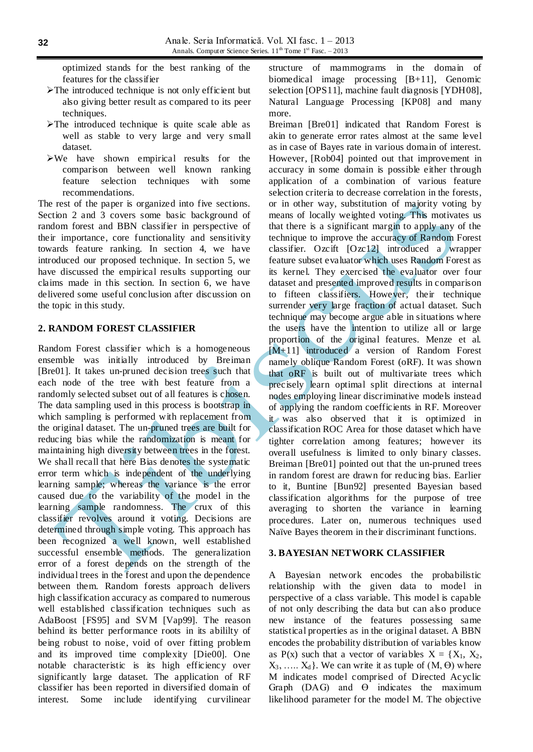optimized stands for the best ranking of the features for the classifier

- The introduced technique is not only efficient but also giving better result as compared to its peer techniques.
- The introduced technique is quite scale able as well as stable to very large and very small dataset.
- We have shown empirical results for the comparison between well known ranking feature selection techniques with some recommendations.

The rest of the paper is organized into five sections. Section 2 and 3 covers some basic background of random forest and BBN classifier in perspective of their importance, core functionality and sensitivity towards feature ranking. In section 4, we have introduced our proposed technique. In section 5, we have discussed the empirical results supporting our claims made in this section. In section 6, we have delivered some useful conclusion after discussion on the topic in this study.

## 2. RANDOM FOREST CLASSIFIER

Random Forest classifier which is a homogeneous ensemble was initially introduced by Breiman [Bre01]. It takes un-pruned decision trees such that each node of the tree with best feature from a randomly selected subset out of all features is chosen. The data sampling used in this process is bootstrap in which sampling is performed with replacement from the original dataset. The un-pruned trees are built for reducing bias while the randomization is meant for maintaining high diversity between trees in the forest. We shall recall that here Bias denotes the systematic error term which is independent of the underlying learning sample; whereas the variance is the error caused due to the variability of the model in the learning sample randomness. The crux of this classifier revolves around it voting. Decisions are determined through simple voting. This approach has been recognized a well known, well established successful ensemble methods. The generalization error of a forest depends on the strength of the individual trees in the forest and upon the dependence between them. Random forests approach delivers high classification accuracy as compared to numerous well established classification techniques such as AdaBoost [FS95] and SVM [Vap99]. The reason behind its better performance roots in its abililty of being robust to noise, void of over fitting problem and its improved time complexity [Die00]. One notable characteristic is its high efficiency over significantly large dataset. The application of RF classifier has been reported in diversified domain of interest. Some include identifying curvilinear structure of mammograms in the domain of biomedical image processing [B+11], Genomic selection [OPS11], machine fault diagnosis [YDH08], Natural Language Processing [KP08] and many more.

Breiman [Bre01] indicated that Random Forest is akin to generate error rates almost at the same level as in case of Bayes rate in various domain of interest. However, [Rob04] pointed out that improvement in accuracy in some domain is possible either through application of a combination of various feature selection criteria to decrease correlation in the forests, or in other way, substitution of majority voting by means of locally weighted voting. This motivates us that there is a significant margin to apply any of the technique to improve the accuracy of Random Forest classifier. Ozcift [Ozc12] introduced a wrapper feature subset evaluator which uses Random Forest as its kernel. They exercised the evaluator over four dataset and presented improved results in comparison to fifteen classifiers. However, their technique surrender very large fraction of actual dataset. Such technique may become argue able in situations where the users have the intention to utilize all or large proportion of the original features. Menze et al. [M+11] introduced a version of Random Forest namely oblique Random Forest (oRF). It was shown that oRF is built out of multivariate trees which precisely learn optimal split directions at internal nodes employing linear discriminative models instead of applying the random coefficients in RF. Moreover it was also observed that it is optimized in classification ROC Area for those dataset which have tighter correlation among features; however its overall usefulness is limited to only binary classes. Breiman [Bre01] pointed out that the un-pruned trees in random forest are drawn for reducing bias. Earlier to it, Buntine [Bun92] presented Bayesian based classification algorithms for the purpose of tree averaging to shorten the variance in learning procedures. Later on, numerous techniques used Naïve Bayes theorem in their discriminant functions.

## 3. BAYESIAN NETWORK CLASSIFIER

A Bayesian network encodes the probabilistic relationship with the given data to model in perspective of a class variable. This model is capable of not only describing the data but can also produce new instance of the features possessing same statistical properties as in the original dataset. A BBN encodes the probability distribution of variables know as P(x) such that a vector of variables $X = \{X_1, X_2, X_3, \ldots\ldots X_d\}$. We can write it as tuple of (M, Θ) where M indicates model comprised of Directed Acyclic Graph (DAG) and Θ indicates the maximum likelihood parameter for the model M. The objective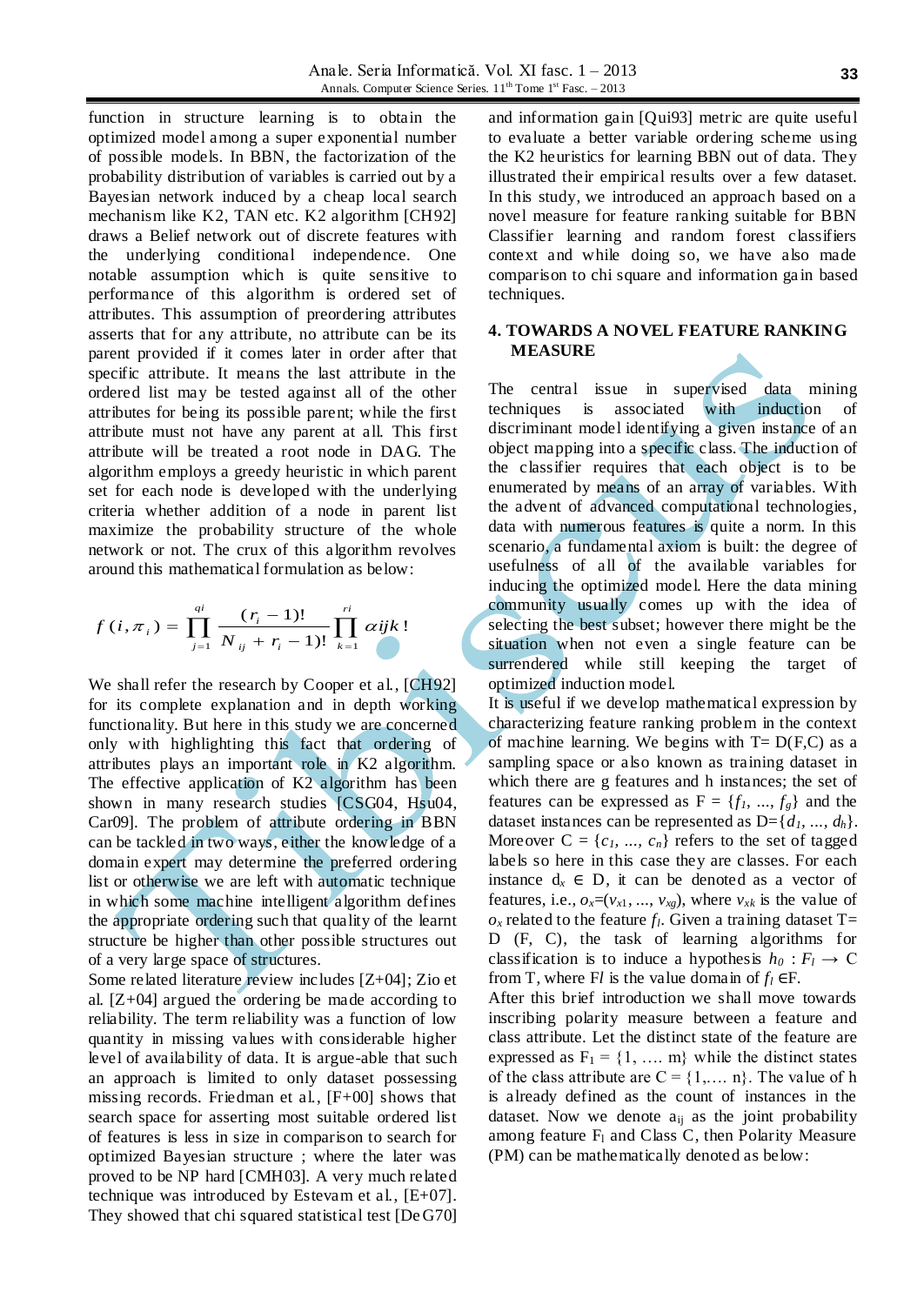function in structure learning is to obtain the optimized model among a super exponential number of possible models. In BBN, the factorization of the probability distribution of variables is carried out by a Bayesian network induced by a cheap local search mechanism like K2, TAN etc. K2 algorithm [CH92] draws a Belief network out of discrete features with the underlying conditional independence. One notable assumption which is quite sensitive to performance of this algorithm is ordered set of attributes. This assumption of preordering attributes asserts that for any attribute, no attribute can be its parent provided if it comes later in order after that specific attribute. It means the last attribute in the ordered list may be tested against all of the other attributes for being its possible parent; while the first attribute must not have any parent at all. This first attribute will be treated a root node in DAG. The algorithm employs a greedy heuristic in which parent set for each node is developed with the underlying criteria whether addition of a node in parent list maximize the probability structure of the whole network or not. The crux of this algorithm revolves around this mathematical formulation as below:

$$f(i, \pi_i) = \prod_{j=1}^{qi} \frac{(r_i - 1)!}{N_{ij} + r_i - 1)!} \prod_{k=1}^{ri} \alpha ijk\,!$$

We shall refer the research by Cooper et al., [CH92] for its complete explanation and in depth working functionality. But here in this study we are concerned only with highlighting this fact that ordering of attributes plays an important role in K2 algorithm. The effective application of K2 algorithm has been shown in many research studies [CSG04, Hsu04, Car09]. The problem of attribute ordering in BBN can be tackled in two ways, either the knowledge of a domain expert may determine the preferred ordering list or otherwise we are left with automatic technique in which some machine intelligent algorithm defines the appropriate ordering such that quality of the learnt structure be higher than other possible structures out of a very large space of structures.

Some related literature review includes [Z+04]; Zio et al. [Z+04] argued the ordering be made according to reliability. The term reliability was a function of low quantity in missing values with considerable higher level of availability of data. It is argue-able that such an approach is limited to only dataset possessing missing records. Friedman et al., [F+00] shows that search space for asserting most suitable ordered list of features is less in size in comparison to search for optimized Bayesian structure ; where the later was proved to be NP hard [CMH03]. A very much related technique was introduced by Estevam et al., [E+07]. They showed that chi squared statistical test [DeG70] and information gain [Qui93] metric are quite useful to evaluate a better variable ordering scheme using the K2 heuristics for learning BBN out of data. They illustrated their empirical results over a few dataset. In this study, we introduced an approach based on a novel measure for feature ranking suitable for BBN Classifier learning and random forest classifiers context and while doing so, we have also made comparison to chi square and information gain based techniques.

## 4. TOWARDS A NOVEL FEATURE RANKING MEASURE

The central issue in supervised data mining techniques is associated with induction of discriminant model identifying a given instance of an object mapping into a specific class. The induction of the classifier requires that each object is to be enumerated by means of an array of variables. With the advent of advanced computational technologies, data with numerous features is quite a norm. In this scenario, a fundamental axiom is built: the degree of usefulness of all of the available variables for inducing the optimized model. Here the data mining community usually comes up with the idea of selecting the best subset; however there might be the situation when not even a single feature can be surrendered while still keeping the target of optimized induction model.

It is useful if we develop mathematical expression by characterizing feature ranking problem in the context of machine learning. We begins with T= D(F,C) as a sampling space or also known as training dataset in which there are g features and h instances; the set of features can be expressed as $F = \{f_1, ..., f_g\}$ and the dataset instances can be represented as $D=\{d_1, ..., d_h\}$. Moreover $C = \{c_1, ..., c_n\}$ refers to the set of tagged labels so here in this case they are classes. For each instance $d_x \in D$, it can be denoted as a vector of features, i.e., $o_x=(v_{x1}, ..., v_{xg})$, where $v_{xk}$ is the value of $o_x$ related to the feature $f_l$. Given a training dataset T= D (F, C), the task of learning algorithms for classification is to induce a hypothesis $h_0 : F_l \rightarrow C$ from T, where F$l$ is the value domain of $f_l \in$F.

After this brief introduction we shall move towards inscribing polarity measure between a feature and class attribute. Let the distinct state of the feature are expressed as $F_1 = \{1, .... m\}$ while the distinct states of the class attribute are $C = \{1, .... n\}$. The value of h is already defined as the count of instances in the dataset. Now we denote $a_{ij}$ as the joint probability among feature $F_l$ and Class C, then Polarity Measure (PM) can be mathematically denoted as below: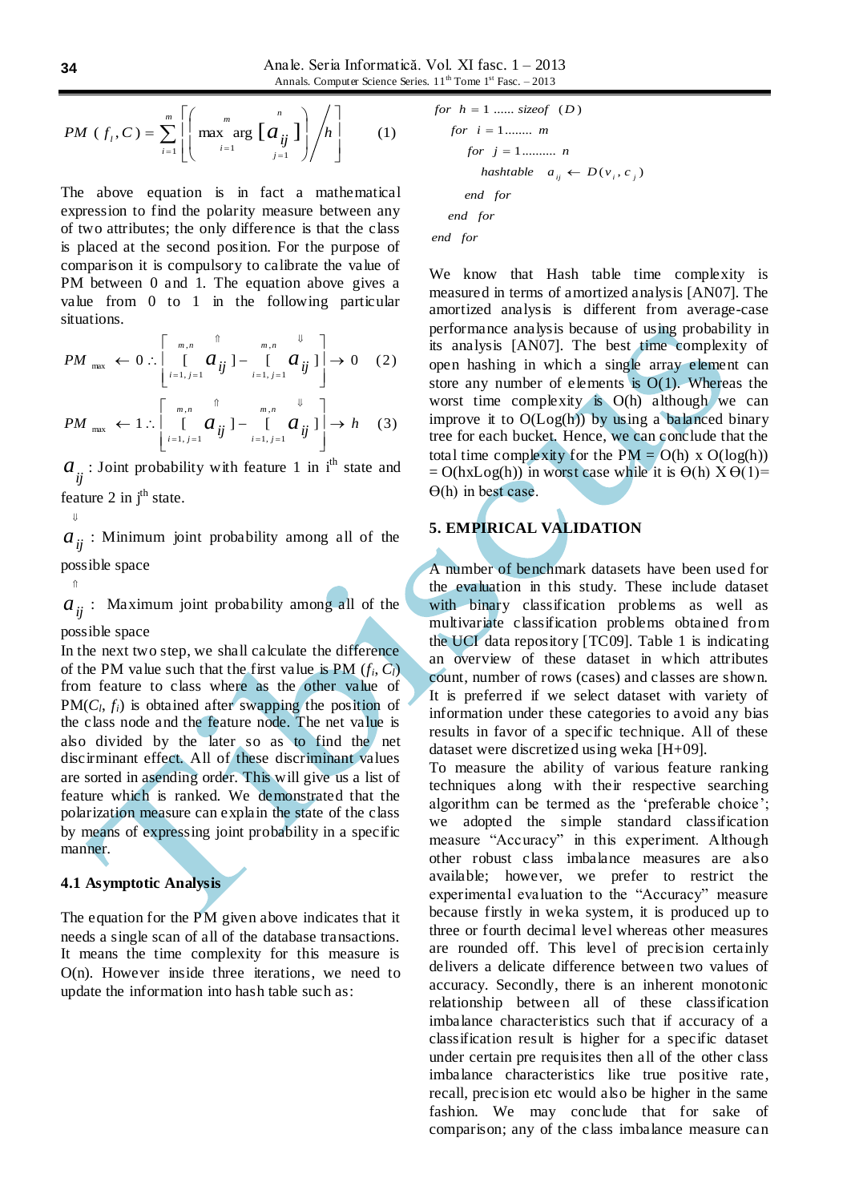$$PM\ (f_i, C) = \sum_{i=1}^{m} \left[ \left( \max_{i=1}^{m} \arg \left[ a_{ij} \right]_{j=1}^{n} \right) \Big/ h \right] \qquad (1)$$

The above equation is in fact a mathematical expression to find the polarity measure between any of two attributes; the only difference is that the class is placed at the second position. For the purpose of comparison it is compulsory to calibrate the value of PM between 0 and 1. The equation above gives a value from 0 to 1 in the following particular situations.

$$PM_{\max} \leftarrow 0 \therefore \left[ \underset{i=1,j=1}{\overset{m,n}{[}} \overset{\Uparrow}{a_{ij}} ] - \underset{i=1,j=1}{\overset{m,n}{[}} \overset{\Downarrow}{a_{ij}} ] \right] \rightarrow 0 \qquad (2)$$

$$PM_{\max} \leftarrow 1 \therefore \left[ \underset{i=1,j=1}{\overset{m,n}{[}} \overset{\Uparrow}{a_{ij}} ] - \underset{i=1,j=1}{\overset{m,n}{[}} \overset{\Downarrow}{a_{ij}} ] \right] \rightarrow h \qquad (3)$$

$a_{ij}$ : Joint probability with feature 1 in $i^{th}$ state and feature 2 in $j^{th}$ state.

$\overset{\Downarrow}{a_{ij}}$ : Minimum joint probability among all of the possible space

$\overset{\Uparrow}{a_{ij}}$ : Maximum joint probability among all of the possible space

In the next two step, we shall calculate the difference of the PM value such that the first value is PM ($f_i$, $C_l$) from feature to class where as the other value of PM($C_l$, $f_i$) is obtained after swapping the position of the class node and the feature node. The net value is also divided by the later so as to find the net discriminant effect. All of these discriminant values are sorted in asending order. This will give us a list of feature which is ranked. We demonstrated that the polarization measure can explain the state of the class by means of expressing joint probability in a specific manner.

### 4.1 Asymptotic Analysis

The equation for the PM given above indicates that it needs a single scan of all of the database transactions. It means the time complexity for this measure is O(n). However inside three iterations, we need to update the information into hash table such as:

```
for h = 1 ...... sizeof (D)
   for i = 1........ m
      for j = 1.......... n
         hashtable  a_ij ← D(v_i, c_j)
      end for
   end for
end for
```

We know that Hash table time complexity is measured in terms of amortized analysis [AN07]. The amortized analysis is different from average-case performance analysis because of using probability in its analysis [AN07]. The best time complexity of open hashing in which a single array element can store any number of elements is O(1). Whereas the worst time complexity is O(h) although we can improve it to O(Log(h)) by using a balanced binary tree for each bucket. Hence, we can conclude that the total time complexity for the PM = O(h) x O(log(h)) = O(hxLog(h)) in worst case while it is Θ(h) X Θ(1)= Θ(h) in best case.

## 5. EMPIRICAL VALIDATION

A number of benchmark datasets have been used for the evaluation in this study. These include dataset with binary classification problems as well as multivariate classification problems obtained from the UCI data repository [TC09]. Table 1 is indicating an overview of these dataset in which attributes count, number of rows (cases) and classes are shown. It is preferred if we select dataset with variety of information under these categories to avoid any bias results in favor of a specific technique. All of these dataset were discretized using weka [H+09].

To measure the ability of various feature ranking techniques along with their respective searching algorithm can be termed as the 'preferable choice'; we adopted the simple standard classification measure "Accuracy" in this experiment. Although other robust class imbalance measures are also available; however, we prefer to restrict the experimental evaluation to the "Accuracy" measure because firstly in weka system, it is produced up to three or fourth decimal level whereas other measures are rounded off. This level of precision certainly delivers a delicate difference between two values of accuracy. Secondly, there is an inherent monotonic relationship between all of these classification imbalance characteristics such that if accuracy of a classification result is higher for a specific dataset under certain pre requisites then all of the other class imbalance characteristics like true positive rate, recall, precision etc would also be higher in the same fashion. We may conclude that for sake of comparison; any of the class imbalance measure can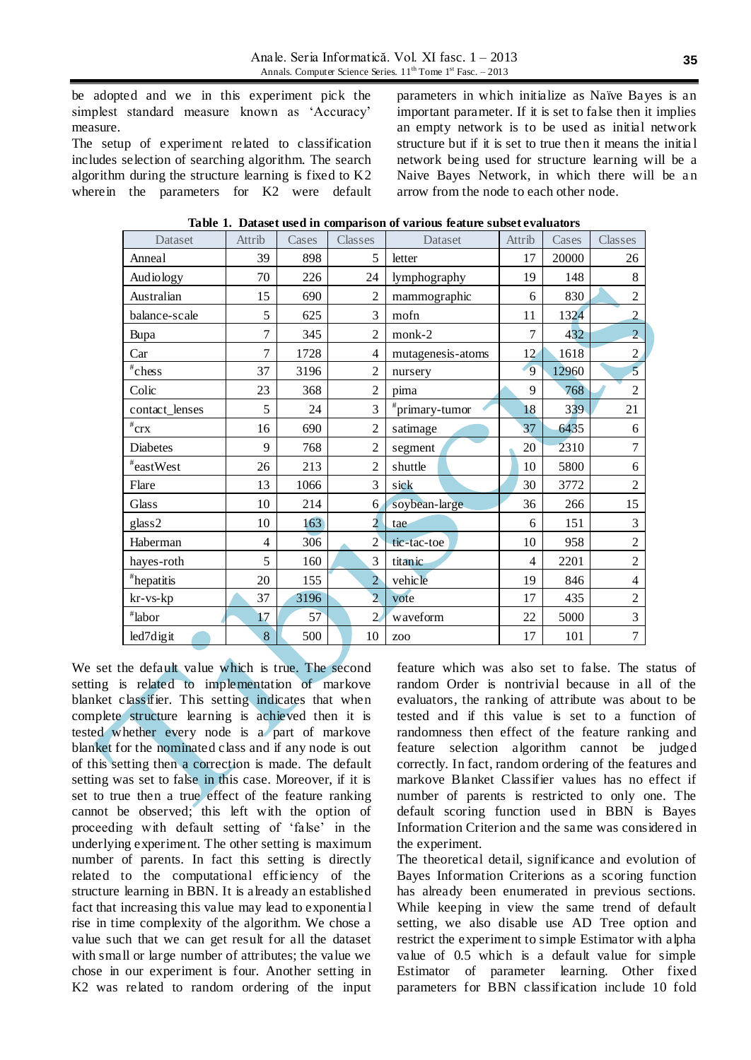be adopted and we in this experiment pick the simplest standard measure known as 'Accuracy' measure.

The setup of experiment related to classification includes selection of searching algorithm. The search algorithm during the structure learning is fixed to K2 wherein the parameters for K2 were default parameters in which initialize as Naïve Bayes is an important parameter. If it is set to false then it implies an empty network is to be used as initial network structure but if it is set to true then it means the initial network being used for structure learning will be a Naive Bayes Network, in which there will be an arrow from the node to each other node.

**Table 1. Dataset used in comparison of various feature subset evaluators**

| Dataset | Attrib | Cases | Classes | Dataset | Attrib | Cases | Classes |
|---|---|---|---|---|---|---|---|
| Anneal | 39 | 898 | 5 | letter | 17 | 20000 | 26 |
| Audiology | 70 | 226 | 24 | lymphography | 19 | 148 | 8 |
| Australian | 15 | 690 | 2 | mammographic | 6 | 830 | 2 |
| balance-scale | 5 | 625 | 3 | mofn | 11 | 1324 | 2 |
| Bupa | 7 | 345 | 2 | monk-2 | 7 | 432 | 2 |
| Car | 7 | 1728 | 4 | mutagenesis-atoms | 12 | 1618 | 2 |
| #chess | 37 | 3196 | 2 | nursery | 9 | 12960 | 5 |
| Colic | 23 | 368 | 2 | pima | 9 | 768 | 2 |
| contact_lenses | 5 | 24 | 3 | #primary-tumor | 18 | 339 | 21 |
| #crx | 16 | 690 | 2 | satimage | 37 | 6435 | 6 |
| Diabetes | 9 | 768 | 2 | segment | 20 | 2310 | 7 |
| #eastWest | 26 | 213 | 2 | shuttle | 10 | 5800 | 6 |
| Flare | 13 | 1066 | 3 | sick | 30 | 3772 | 2 |
| Glass | 10 | 214 | 6 | soybean-large | 36 | 266 | 15 |
| glass2 | 10 | 163 | 2 | tae | 6 | 151 | 3 |
| Haberman | 4 | 306 | 2 | tic-tac-toe | 10 | 958 | 2 |
| hayes-roth | 5 | 160 | 3 | titanic | 4 | 2201 | 2 |
| #hepatitis | 20 | 155 | 2 | vehicle | 19 | 846 | 4 |
| kr-vs-kp | 37 | 3196 | 2 | vote | 17 | 435 | 2 |
| #labor | 17 | 57 | 2 | waveform | 22 | 5000 | 3 |
| led7digit | 8 | 500 | 10 | zoo | 17 | 101 | 7 |

We set the default value which is true. The second setting is related to implementation of markove blanket classifier. This setting indicates that when complete structure learning is achieved then it is tested whether every node is a part of markove blanket for the nominated class and if any node is out of this setting then a correction is made. The default setting was set to false in this case. Moreover, if it is set to true then a true effect of the feature ranking cannot be observed; this left with the option of proceeding with default setting of 'false' in the underlying experiment. The other setting is maximum number of parents. In fact this setting is directly related to the computational efficiency of the structure learning in BBN. It is already an established fact that increasing this value may lead to exponential rise in time complexity of the algorithm. We chose a value such that we can get result for all the dataset with small or large number of attributes; the value we chose in our experiment is four. Another setting in K2 was related to random ordering of the input feature which was also set to false. The status of random Order is nontrivial because in all of the evaluators, the ranking of attribute was about to be tested and if this value is set to a function of randomness then effect of the feature ranking and feature selection algorithm cannot be judged correctly. In fact, random ordering of the features and markove Blanket Classifier values has no effect if number of parents is restricted to only one. The default scoring function used in BBN is Bayes Information Criterion and the same was considered in the experiment.

The theoretical detail, significance and evolution of Bayes Information Criterions as a scoring function has already been enumerated in previous sections. While keeping in view the same trend of default setting, we also disable use AD Tree option and restrict the experiment to simple Estimator with alpha value of 0.5 which is a default value for simple Estimator of parameter learning. Other fixed parameters for BBN classification include 10 fold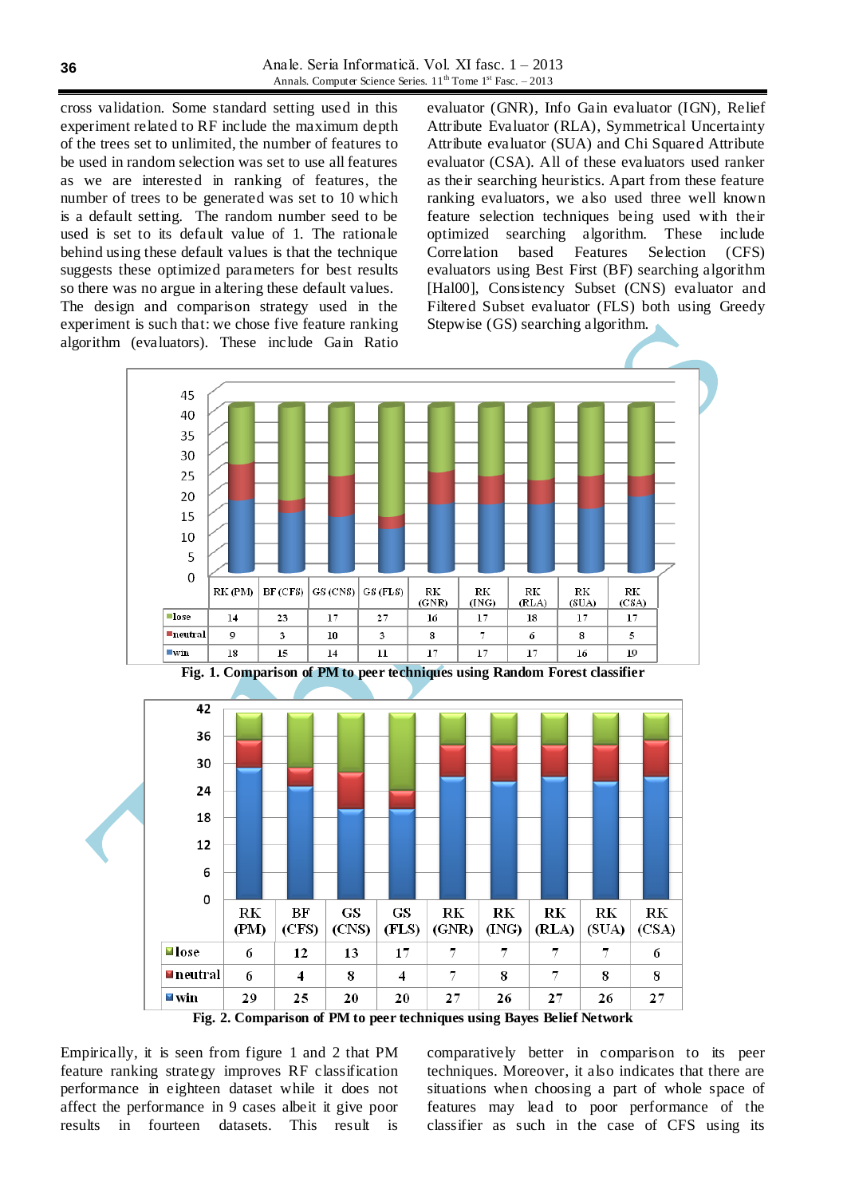cross validation. Some standard setting used in this experiment related to RF include the maximum depth of the trees set to unlimited, the number of features to be used in random selection was set to use all features as we are interested in ranking of features, the number of trees to be generated was set to 10 which is a default setting. The random number seed to be used is set to its default value of 1. The rationale behind using these default values is that the technique suggests these optimized parameters for best results so there was no argue in altering these default values. The design and comparison strategy used in the experiment is such that: we chose five feature ranking algorithm (evaluators). These include Gain Ratio evaluator (GNR), Info Gain evaluator (IGN), Relief Attribute Evaluator (RLA), Symmetrical Uncertainty Attribute evaluator (SUA) and Chi Squared Attribute evaluator (CSA). All of these evaluators used ranker as their searching heuristics. Apart from these feature ranking evaluators, we also used three well known feature selection techniques being used with their optimized searching algorithm. These include Correlation based Features Selection (CFS) evaluators using Best First (BF) searching algorithm [Hal00], Consistency Subset (CNS) evaluator and Filtered Subset evaluator (FLS) both using Greedy Stepwise (GS) searching algorithm.

| | RK (PM) | BF (CFS) | GS (CNS) | GS (FLS) | RK (GNR) | RK (ING) | RK (RLA) | RK (SUA) | RK (CSA) |
|---|---|---|---|---|---|---|---|---|---|
| lose | 14 | 23 | 17 | 27 | 16 | 17 | 18 | 17 | 17 |
| neutral | 9 | 3 | 10 | 3 | 8 | 7 | 6 | 8 | 5 |
| win | 18 | 15 | 14 | 11 | 17 | 17 | 17 | 16 | 19 |

**Fig. 1. Comparison of PM to peer techniques using Random Forest classifier**

| | RK (PM) | BF (CFS) | GS (CNS) | GS (FLS) | RK (GNR) | RK (ING) | RK (RLA) | RK (SUA) | RK (CSA) |
|---|---|---|---|---|---|---|---|---|---|
| lose | 6 | 12 | 13 | 17 | 7 | 7 | 7 | 7 | 6 |
| neutral | 6 | 4 | 8 | 4 | 7 | 8 | 7 | 8 | 8 |
| win | 29 | 25 | 20 | 20 | 27 | 26 | 27 | 26 | 27 |

**Fig. 2. Comparison of PM to peer techniques using Bayes Belief Network**

Empirically, it is seen from figure 1 and 2 that PM feature ranking strategy improves RF classification performance in eighteen dataset while it does not affect the performance in 9 cases albeit it give poor results in fourteen datasets. This result is comparatively better in comparison to its peer techniques. Moreover, it also indicates that there are situations when choosing a part of whole space of features may lead to poor performance of the classifier as such in the case of CFS using its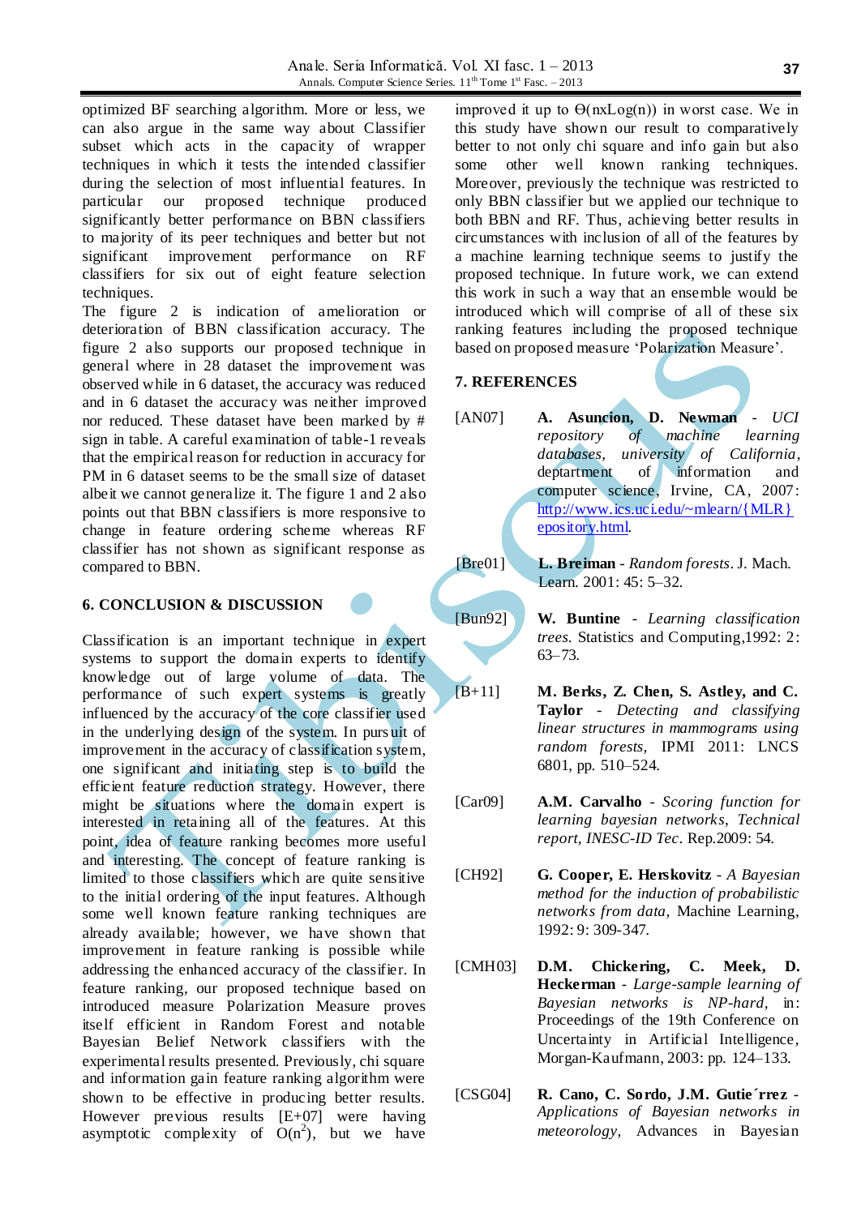optimized BF searching algorithm. More or less, we can also argue in the same way about Classifier subset which acts in the capacity of wrapper techniques in which it tests the intended classifier during the selection of most influential features. In particular our proposed technique produced significantly better performance on BBN classifiers to majority of its peer techniques and better but not significant improvement performance on RF classifiers for six out of eight feature selection techniques.

The figure 2 is indication of amelioration or deterioration of BBN classification accuracy. The figure 2 also supports our proposed technique in general where in 28 dataset the improvement was observed while in 6 dataset, the accuracy was reduced and in 6 dataset the accuracy was neither improved nor reduced. These dataset have been marked by # sign in table. A careful examination of table-1 reveals that the empirical reason for reduction in accuracy for PM in 6 dataset seems to be the small size of dataset albeit we cannot generalize it. The figure 1 and 2 also points out that BBN classifiers is more responsive to change in feature ordering scheme whereas RF classifier has not shown as significant response as compared to BBN.

## 6. CONCLUSION & DISCUSSION

Classification is an important technique in expert systems to support the domain experts to identify knowledge out of large volume of data. The performance of such expert systems is greatly influenced by the accuracy of the core classifier used in the underlying design of the system. In pursuit of improvement in the accuracy of classification system, one significant and initiating step is to build the efficient feature reduction strategy. However, there might be situations where the domain expert is interested in retaining all of the features. At this point, idea of feature ranking becomes more useful and interesting. The concept of feature ranking is limited to those classifiers which are quite sensitive to the initial ordering of the input features. Although some well known feature ranking techniques are already available; however, we have shown that improvement in feature ranking is possible while addressing the enhanced accuracy of the classifier. In feature ranking, our proposed technique based on introduced measure Polarization Measure proves itself efficient in Random Forest and notable Bayesian Belief Network classifiers with the experimental results presented. Previously, chi square and information gain feature ranking algorithm were shown to be effective in producing better results. However previous results [E+07] were having asymptotic complexity of $O(n^2)$, but we have improved it up to $\Theta(n\text{xLog}(n))$ in worst case. We in this study have shown our result to comparatively better to not only chi square and info gain but also some other well known ranking techniques. Moreover, previously the technique was restricted to only BBN classifier but we applied our technique to both BBN and RF. Thus, achieving better results in circumstances with inclusion of all of the features by a machine learning technique seems to justify the proposed technique. In future work, we can extend this work in such a way that an ensemble would be introduced which will comprise of all of these six ranking features including the proposed technique based on proposed measure 'Polarization Measure'.

## 7. REFERENCES

[AN07] **A. Asuncion, D. Newman** - *UCI repository of machine learning databases, university of California*, deptartment of information and computer science, Irvine, CA, 2007: http://www.ics.uci.edu/~mlearn/{MLR}epository.html.

[Bre01] **L. Breiman** - *Random forests*. J. Mach. Learn. 2001: 45: 5–32.

[Bun92] **W. Buntine** - *Learning classification trees*. Statistics and Computing,1992: 2: 63–73.

[B+11] **M. Berks, Z. Chen, S. Astley, and C. Taylor** - *Detecting and classifying linear structures in mammograms using random forests,* IPMI 2011: LNCS 6801, pp. 510–524.

[Car09] **A.M. Carvalho** - *Scoring function for learning bayesian networks, Technical report, INESC-ID Tec*. Rep.2009: 54.

[CH92] **G. Cooper, E. Herskovitz** - *A Bayesian method for the induction of probabilistic networks from data,* Machine Learning, 1992: 9: 309-347.

[CMH03] **D.M. Chickering, C. Meek, D. Heckerman** - *Large-sample learning of Bayesian networks is NP-hard,* in: Proceedings of the 19th Conference on Uncertainty in Artificial Intelligence, Morgan-Kaufmann, 2003: pp. 124–133.

[CSG04] **R. Cano, C. Sordo, J.M. Gutie´rrez** - *Applications of Bayesian networks in meteorology,* Advances in Bayesian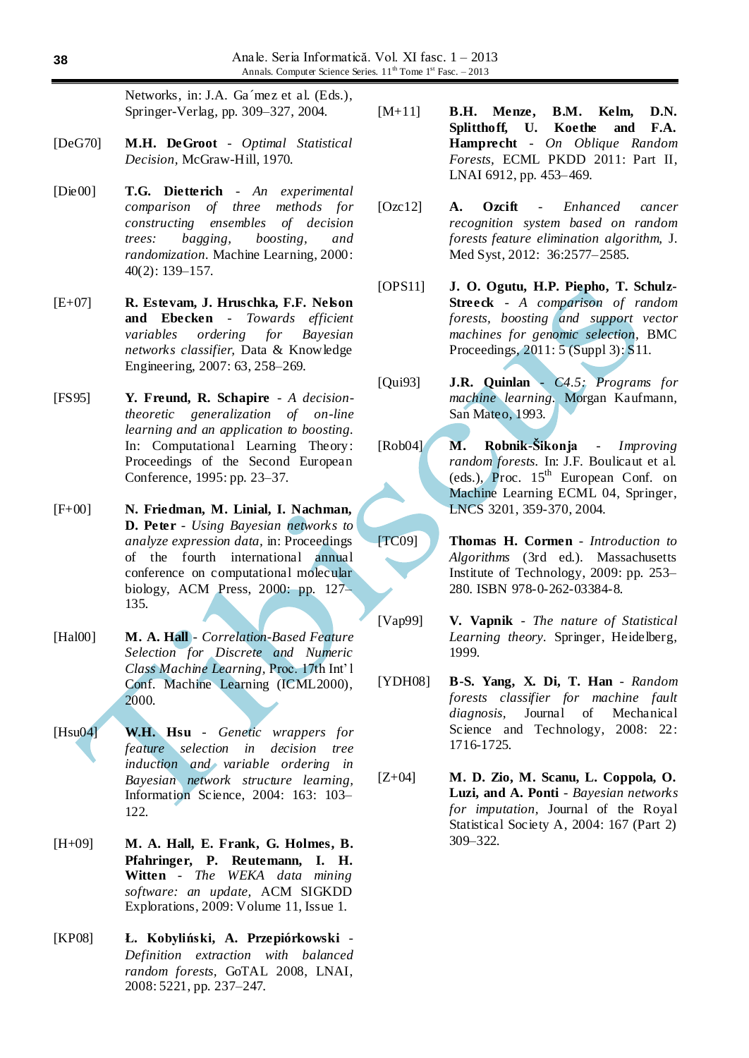Networks, in: J.A. Ga´mez et al. (Eds.), Springer-Verlag, pp. 309–327, 2004.

[DeG70] **M.H. DeGroot** - *Optimal Statistical Decision*, McGraw-Hill, 1970.

[Die00] **T.G. Dietterich** - *An experimental comparison of three methods for constructing ensembles of decision trees: bagging, boosting, and randomization*. Machine Learning, 2000: 40(2): 139–157.

[E+07] **R. Estevam, J. Hruschka, F.F. Nelson and Ebecken** - *Towards efficient variables ordering for Bayesian networks classifier*, Data & Knowledge Engineering, 2007: 63, 258–269.

[FS95] **Y. Freund, R. Schapire** - *A decision-theoretic generalization of on-line learning and an application to boosting*. In: Computational Learning Theory: Proceedings of the Second European Conference, 1995: pp. 23–37.

[F+00] **N. Friedman, M. Linial, I. Nachman, D. Peter** - *Using Bayesian networks to analyze expression data*, in: Proceedings of the fourth international annual conference on computational molecular biology, ACM Press, 2000: pp. 127–135.

[Hal00] **M. A. Hall** - *Correlation-Based Feature Selection for Discrete and Numeric Class Machine Learning*, Proc. 17th Int'l Conf. Machine Learning (ICML2000), 2000.

[Hsu04] **W.H. Hsu** - *Genetic wrappers for feature selection in decision tree induction and variable ordering in Bayesian network structure learning*, Information Science, 2004: 163: 103–122.

[H+09] **M. A. Hall, E. Frank, G. Holmes, B. Pfahringer, P. Reutemann, I. H. Witten** - *The WEKA data mining software: an update*, ACM SIGKDD Explorations, 2009: Volume 11, Issue 1.

[KP08] **Ł. Kobyliński, A. Przepiórkowski** - *Definition extraction with balanced random forests*, GoTAL 2008, LNAI, 2008: 5221, pp. 237–247.

[M+11] **B.H. Menze, B.M. Kelm, D.N. Splitthoff, U. Koethe and F.A. Hamprecht** - *On Oblique Random Forests*, ECML PKDD 2011: Part II, LNAI 6912, pp. 453–469.

[Ozc12] **A. Ozcift** - *Enhanced cancer recognition system based on random forests feature elimination algorithm*, J. Med Syst, 2012: 36:2577–2585.

[OPS11] **J. O. Ogutu, H.P. Piepho, T. Schulz-Streeck** - *A comparison of random forests, boosting and support vector machines for genomic selection*, BMC Proceedings, 2011: 5 (Suppl 3): S11.

[Qui93] **J.R. Quinlan** - *C4.5: Programs for machine learning*. Morgan Kaufmann, San Mateo, 1993.

[Rob04] **M. Robnik-Šikonja** - *Improving random forests*. In: J.F. Boulicaut et al. (eds.), Proc. 15th European Conf. on Machine Learning ECML 04, Springer, LNCS 3201, 359-370, 2004.

[TC09] **Thomas H. Cormen** - *Introduction to Algorithms* (3rd ed.). Massachusetts Institute of Technology, 2009: pp. 253–280. ISBN 978-0-262-03384-8.

[Vap99] **V. Vapnik** - *The nature of Statistical Learning theory*. Springer, Heidelberg, 1999.

[YDH08] **B-S. Yang, X. Di, T. Han** - *Random forests classifier for machine fault diagnosis*, Journal of Mechanical Science and Technology, 2008: 22: 1716-1725.

[Z+04] **M. D. Zio, M. Scanu, L. Coppola, O. Luzi, and A. Ponti** - *Bayesian networks for imputation*, Journal of the Royal Statistical Society A, 2004: 167 (Part 2) 309–322.